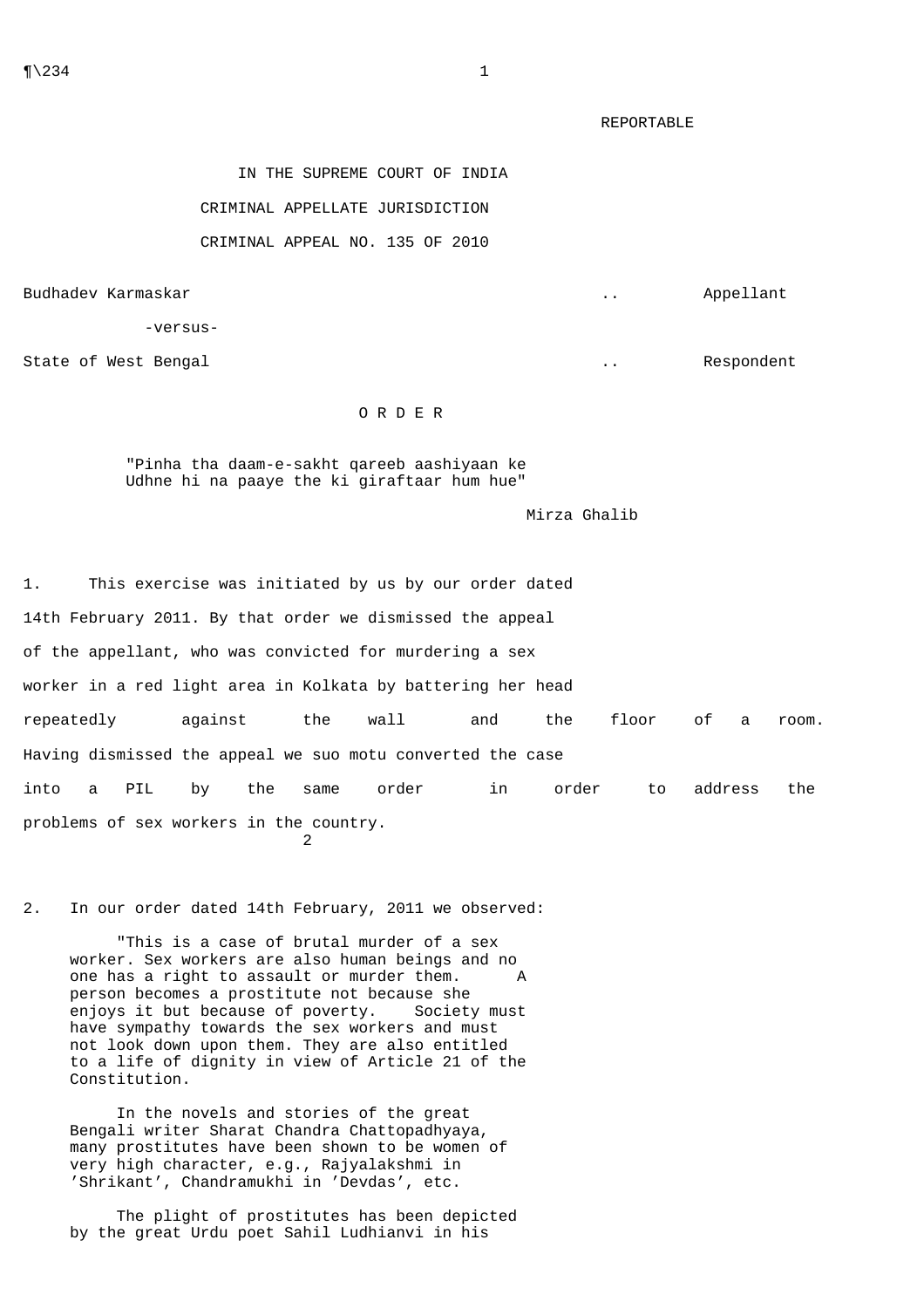REPORTABLE

IN THE SUPREME COURT OF INDIA

CRIMINAL APPELLATE JURISDICTION

CRIMINAL APPEAL NO. 135 OF 2010

Budhadev Karmaskar .. Appellant

-versus-

State of West Bengal .. Respondent

## O R D E R

> "Pinha tha daam-e-sakht qareeb aashiyaan ke
> Udhne hi na paaye the ki giraftaar hum hue"
>
> Mirza Ghalib

1. This exercise was initiated by us by our order dated 14th February 2011. By that order we dismissed the appeal of the appellant, who was convicted for murdering a sex worker in a red light area in Kolkata by battering her head repeatedly against the wall and the floor of a room. Having dismissed the appeal we suo motu converted the case into a PIL by the same order in order to address the problems of sex workers in the country.

2. In our order dated 14th February, 2011 we observed:

> "This is a case of brutal murder of a sex worker. Sex workers are also human beings and no one has a right to assault or murder them. A person becomes a prostitute not because she enjoys it but because of poverty. Society must have sympathy towards the sex workers and must not look down upon them. They are also entitled to a life of dignity in view of Article 21 of the Constitution.
>
> In the novels and stories of the great Bengali writer Sharat Chandra Chattopadhyaya, many prostitutes have been shown to be women of very high character, e.g., Rajyalakshmi in 'Shrikant', Chandramukhi in 'Devdas', etc.
>
> The plight of prostitutes has been depicted by the great Urdu poet Sahil Ludhianvi in his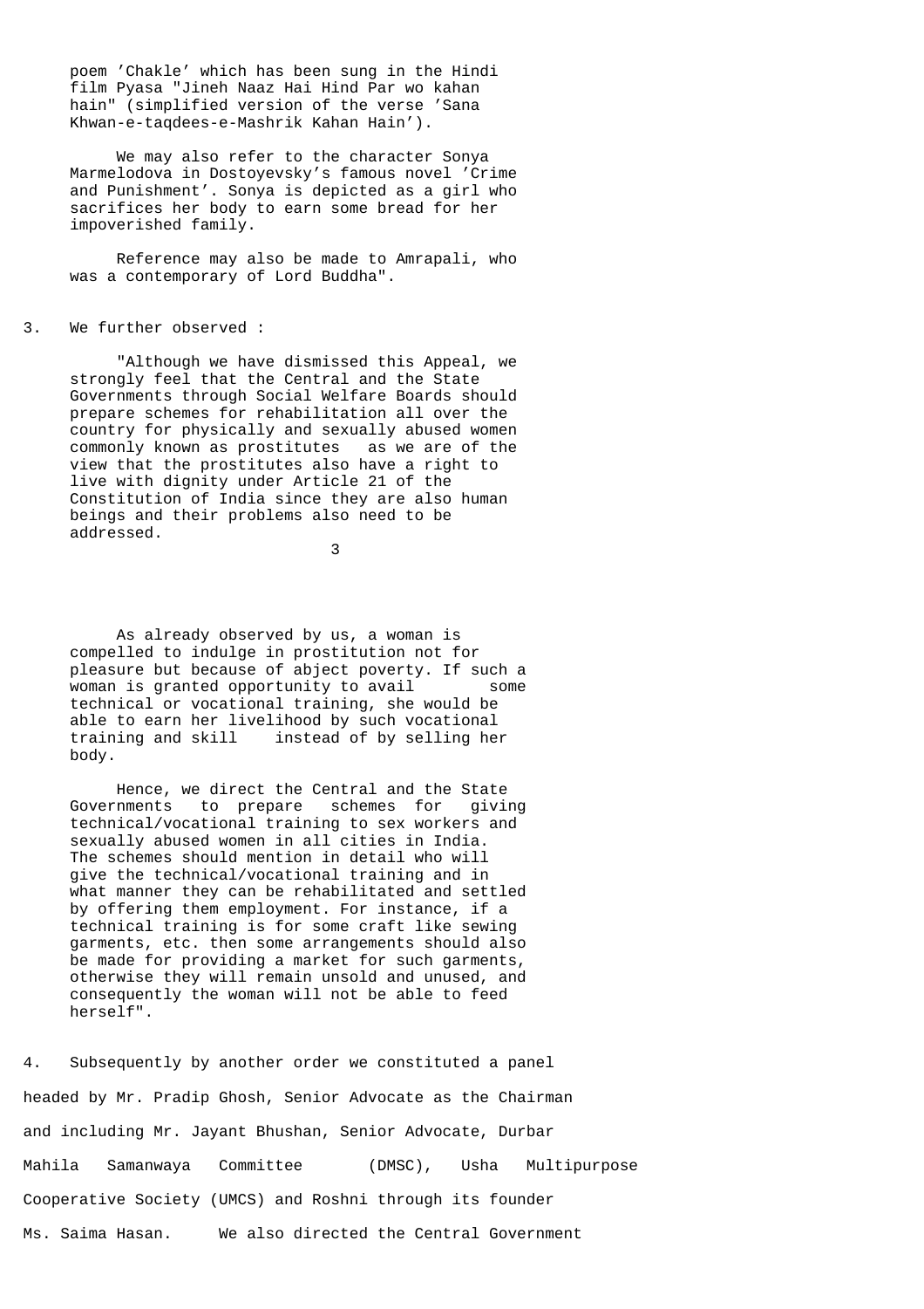poem 'Chakle' which has been sung in the Hindi film Pyasa "Jineh Naaz Hai Hind Par wo kahan hain" (simplified version of the verse 'Sana Khwan-e-taqdees-e-Mashrik Kahan Hain').

> We may also refer to the character Sonya Marmelodova in Dostoyevsky's famous novel 'Crime and Punishment'. Sonya is depicted as a girl who sacrifices her body to earn some bread for her impoverished family.
>
> Reference may also be made to Amrapali, who was a contemporary of Lord Buddha".

3. We further observed :

> "Although we have dismissed this Appeal, we strongly feel that the Central and the State Governments through Social Welfare Boards should prepare schemes for rehabilitation all over the country for physically and sexually abused women commonly known as prostitutes as we are of the view that the prostitutes also have a right to live with dignity under Article 21 of the Constitution of India since they are also human beings and their problems also need to be addressed.
>
> As already observed by us, a woman is compelled to indulge in prostitution not for pleasure but because of abject poverty. If such a woman is granted opportunity to avail some technical or vocational training, she would be able to earn her livelihood by such vocational training and skill instead of by selling her body.
>
> Hence, we direct the Central and the State Governments to prepare schemes for giving technical/vocational training to sex workers and sexually abused women in all cities in India. The schemes should mention in detail who will give the technical/vocational training and in what manner they can be rehabilitated and settled by offering them employment. For instance, if a technical training is for some craft like sewing garments, etc. then some arrangements should also be made for providing a market for such garments, otherwise they will remain unsold and unused, and consequently the woman will not be able to feed herself".

4. Subsequently by another order we constituted a panel headed by Mr. Pradip Ghosh, Senior Advocate as the Chairman and including Mr. Jayant Bhushan, Senior Advocate, Durbar Mahila Samanwaya Committee (DMSC), Usha Multipurpose Cooperative Society (UMCS) and Roshni through its founder Ms. Saima Hasan. We also directed the Central Government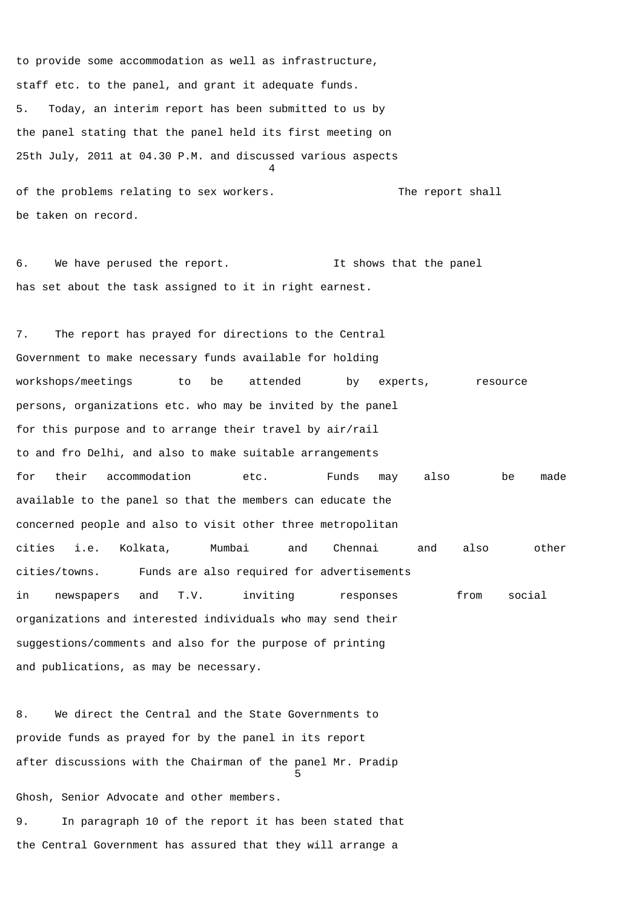to provide some accommodation as well as infrastructure, staff etc. to the panel, and grant it adequate funds.

5. Today, an interim report has been submitted to us by the panel stating that the panel held its first meeting on 25th July, 2011 at 04.30 P.M. and discussed various aspects of the problems relating to sex workers. The report shall be taken on record.

6. We have perused the report. It shows that the panel has set about the task assigned to it in right earnest.

7. The report has prayed for directions to the Central Government to make necessary funds available for holding workshops/meetings to be attended by experts, resource persons, organizations etc. who may be invited by the panel for this purpose and to arrange their travel by air/rail to and fro Delhi, and also to make suitable arrangements for their accommodation etc. Funds may also be made available to the panel so that the members can educate the concerned people and also to visit other three metropolitan cities i.e. Kolkata, Mumbai and Chennai and also other cities/towns. Funds are also required for advertisements in newspapers and T.V. inviting responses from social organizations and interested individuals who may send their suggestions/comments and also for the purpose of printing and publications, as may be necessary.

8. We direct the Central and the State Governments to provide funds as prayed for by the panel in its report after discussions with the Chairman of the panel Mr. Pradip Ghosh, Senior Advocate and other members.

9. In paragraph 10 of the report it has been stated that the Central Government has assured that they will arrange a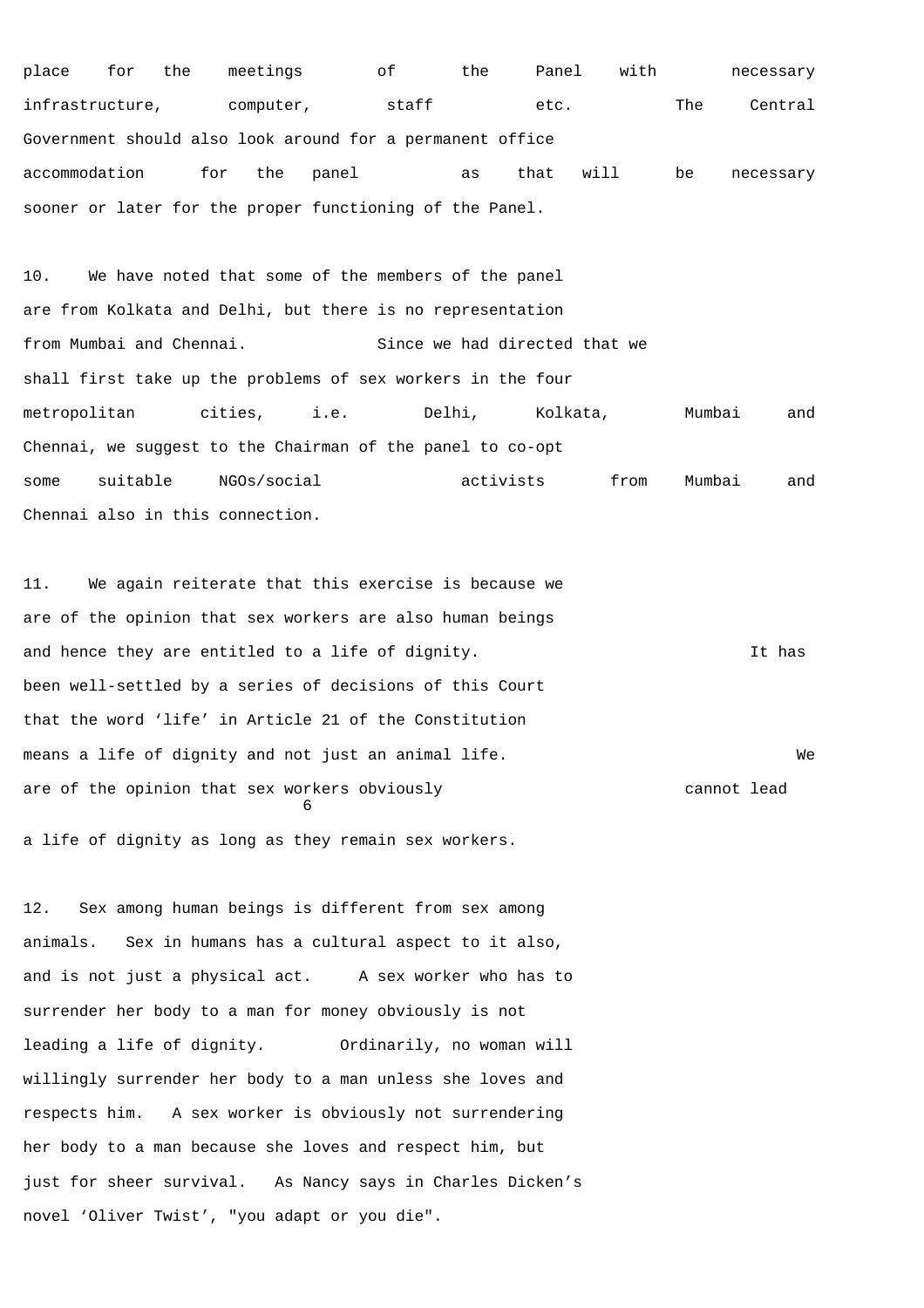place for the meetings of the Panel with necessary infrastructure, computer, staff etc. The Central Government should also look around for a permanent office accommodation for the panel as that will be necessary sooner or later for the proper functioning of the Panel.

10. We have noted that some of the members of the panel are from Kolkata and Delhi, but there is no representation from Mumbai and Chennai. Since we had directed that we shall first take up the problems of sex workers in the four metropolitan cities, i.e. Delhi, Kolkata, Mumbai and Chennai, we suggest to the Chairman of the panel to co-opt some suitable NGOs/social activists from Mumbai and Chennai also in this connection.

11. We again reiterate that this exercise is because we are of the opinion that sex workers are also human beings and hence they are entitled to a life of dignity. It has been well-settled by a series of decisions of this Court that the word 'life' in Article 21 of the Constitution means a life of dignity and not just an animal life. We are of the opinion that sex workers obviously cannot lead a life of dignity as long as they remain sex workers.

12. Sex among human beings is different from sex among animals. Sex in humans has a cultural aspect to it also, and is not just a physical act. A sex worker who has to surrender her body to a man for money obviously is not leading a life of dignity. Ordinarily, no woman will willingly surrender her body to a man unless she loves and respects him. A sex worker is obviously not surrendering her body to a man because she loves and respect him, but just for sheer survival. As Nancy says in Charles Dicken's novel 'Oliver Twist', "you adapt or you die".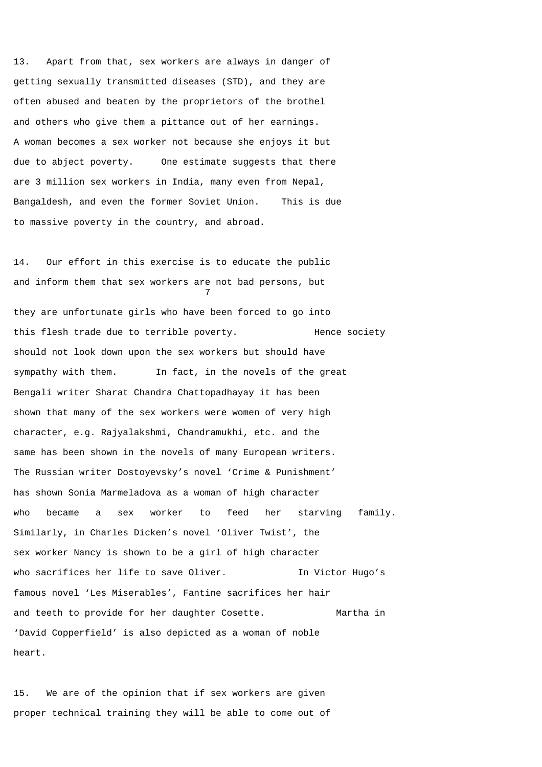13. Apart from that, sex workers are always in danger of getting sexually transmitted diseases (STD), and they are often abused and beaten by the proprietors of the brothel and others who give them a pittance out of her earnings. A woman becomes a sex worker not because she enjoys it but due to abject poverty. One estimate suggests that there are 3 million sex workers in India, many even from Nepal, Bangaldesh, and even the former Soviet Union. This is due to massive poverty in the country, and abroad.

14. Our effort in this exercise is to educate the public and inform them that sex workers are not bad persons, but they are unfortunate girls who have been forced to go into this flesh trade due to terrible poverty. Hence society should not look down upon the sex workers but should have sympathy with them. In fact, in the novels of the great Bengali writer Sharat Chandra Chattopadhayay it has been shown that many of the sex workers were women of very high character, e.g. Rajyalakshmi, Chandramukhi, etc. and the same has been shown in the novels of many European writers. The Russian writer Dostoyevsky's novel 'Crime & Punishment' has shown Sonia Marmeladova as a woman of high character who became a sex worker to feed her starving family. Similarly, in Charles Dicken's novel 'Oliver Twist', the sex worker Nancy is shown to be a girl of high character who sacrifices her life to save Oliver. In Victor Hugo's famous novel 'Les Miserables', Fantine sacrifices her hair and teeth to provide for her daughter Cosette. Martha in 'David Copperfield' is also depicted as a woman of noble heart.

15. We are of the opinion that if sex workers are given proper technical training they will be able to come out of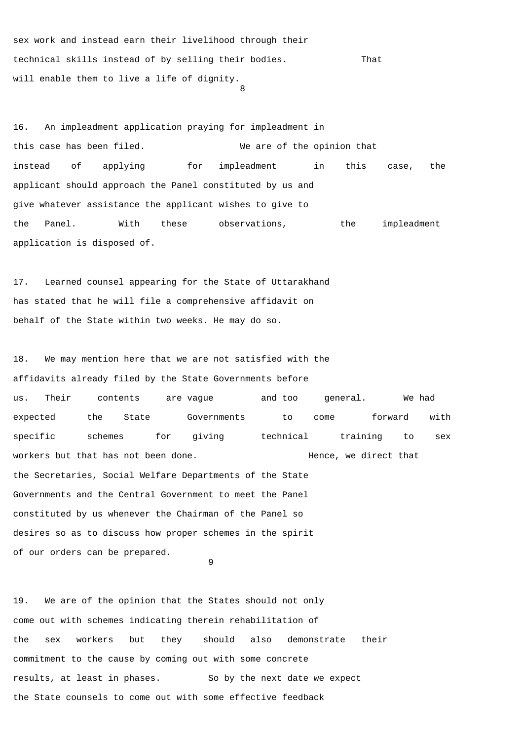sex work and instead earn their livelihood through their technical skills instead of by selling their bodies. That will enable them to live a life of dignity.

16. An impleadment application praying for impleadment in this case has been filed. We are of the opinion that instead of applying for impleadment in this case, the applicant should approach the Panel constituted by us and give whatever assistance the applicant wishes to give to the Panel. With these observations, the impleadment application is disposed of.

17. Learned counsel appearing for the State of Uttarakhand has stated that he will file a comprehensive affidavit on behalf of the State within two weeks. He may do so.

18. We may mention here that we are not satisfied with the affidavits already filed by the State Governments before us. Their contents are vague and too general. We had expected the State Governments to come forward with specific schemes for giving technical training to sex workers but that has not been done. Hence, we direct that the Secretaries, Social Welfare Departments of the State Governments and the Central Government to meet the Panel constituted by us whenever the Chairman of the Panel so desires so as to discuss how proper schemes in the spirit of our orders can be prepared.

19. We are of the opinion that the States should not only come out with schemes indicating therein rehabilitation of the sex workers but they should also demonstrate their commitment to the cause by coming out with some concrete results, at least in phases. So by the next date we expect the State counsels to come out with some effective feedback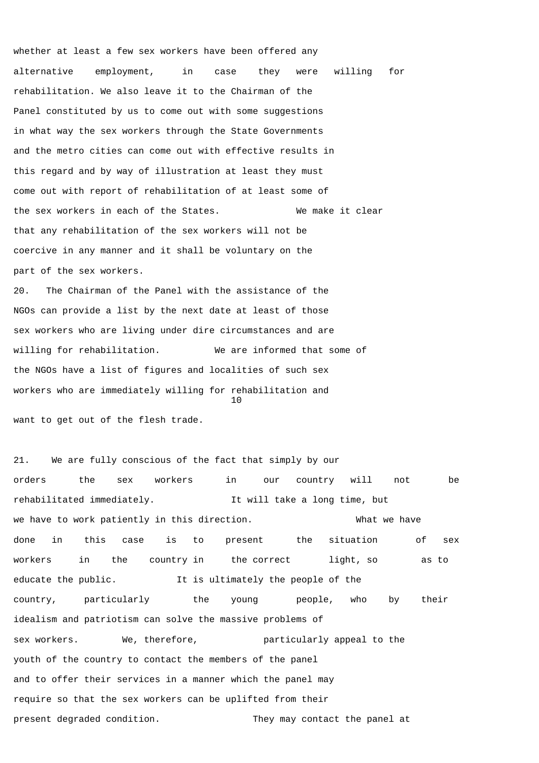whether at least a few sex workers have been offered any alternative employment, in case they were willing for rehabilitation. We also leave it to the Chairman of the Panel constituted by us to come out with some suggestions in what way the sex workers through the State Governments and the metro cities can come out with effective results in this regard and by way of illustration at least they must come out with report of rehabilitation of at least some of the sex workers in each of the States. We make it clear that any rehabilitation of the sex workers will not be coercive in any manner and it shall be voluntary on the part of the sex workers.

20. The Chairman of the Panel with the assistance of the NGOs can provide a list by the next date at least of those sex workers who are living under dire circumstances and are willing for rehabilitation. We are informed that some of the NGOs have a list of figures and localities of such sex workers who are immediately willing for rehabilitation and want to get out of the flesh trade.

21. We are fully conscious of the fact that simply by our orders the sex workers in our country will not be rehabilitated immediately. It will take a long time, but we have to work patiently in this direction. What we have done in this case is to present the situation of sex workers in the country in the correct light, so as to educate the public. It is ultimately the people of the country, particularly the young people, who by their idealism and patriotism can solve the massive problems of sex workers. We, therefore, particularly appeal to the youth of the country to contact the members of the panel and to offer their services in a manner which the panel may require so that the sex workers can be uplifted from their present degraded condition. They may contact the panel at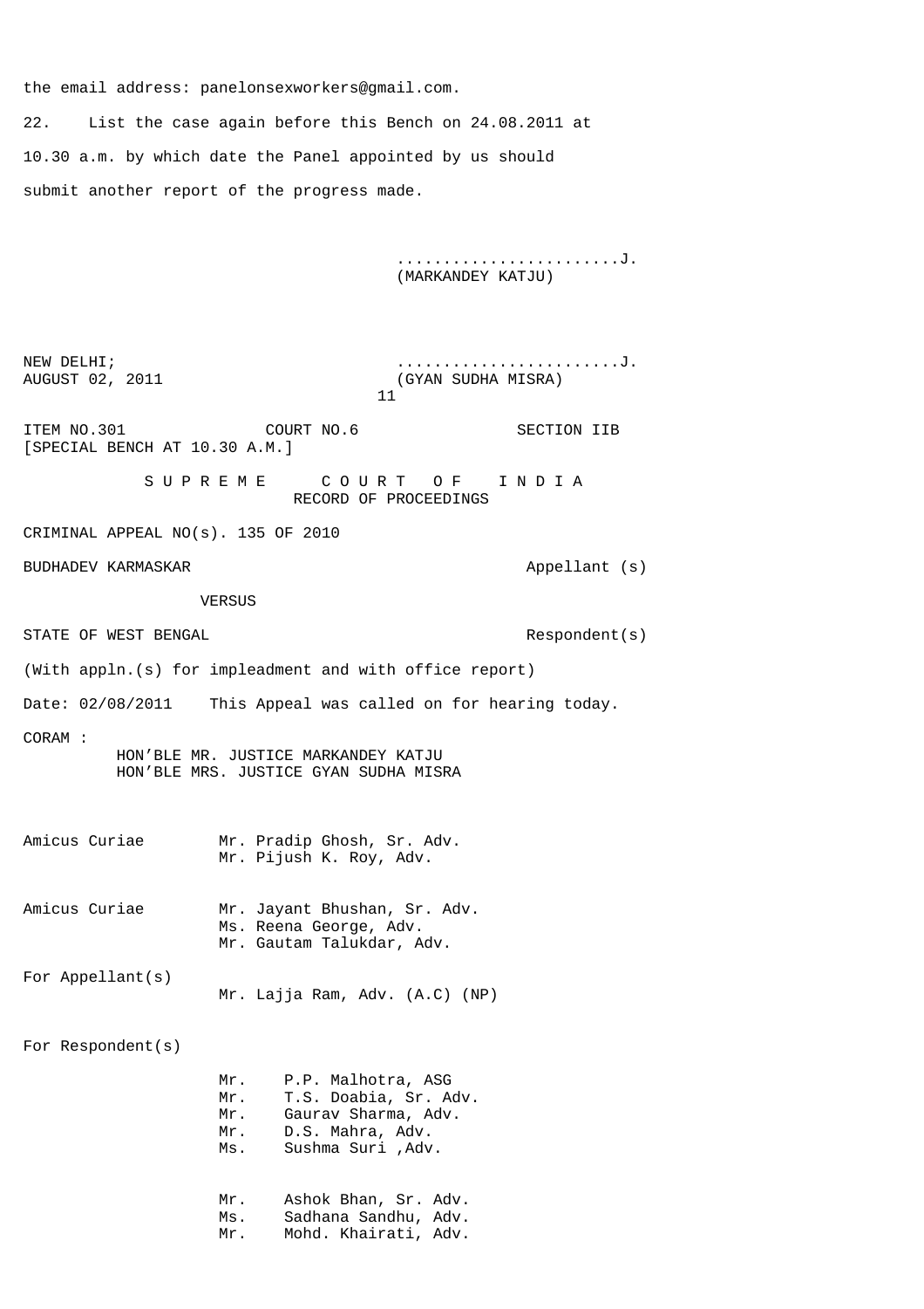the email address: panelonsexworkers@gmail.com.

22. List the case again before this Bench on 24.08.2011 at 10.30 a.m. by which date the Panel appointed by us should submit another report of the progress made.

........................J.
(MARKANDEY KATJU)

NEW DELHI;
AUGUST 02, 2011

........................J.
(GYAN SUDHA MISRA)

ITEM NO.301 COURT NO.6 SECTION IIB
[SPECIAL BENCH AT 10.30 A.M.]

S U P R E M E C O U R T O F I N D I A
RECORD OF PROCEEDINGS

CRIMINAL APPEAL NO(s). 135 OF 2010

BUDHADEV KARMASKAR Appellant (s)

VERSUS

STATE OF WEST BENGAL Respondent(s)

(With appln.(s) for impleadment and with office report)

Date: 02/08/2011 This Appeal was called on for hearing today.

CORAM :
HON'BLE MR. JUSTICE MARKANDEY KATJU
HON'BLE MRS. JUSTICE GYAN SUDHA MISRA

Amicus Curiae
Mr. Pradip Ghosh, Sr. Adv.
Mr. Pijush K. Roy, Adv.

Amicus Curiae
Mr. Jayant Bhushan, Sr. Adv.
Ms. Reena George, Adv.
Mr. Gautam Talukdar, Adv.

For Appellant(s)
Mr. Lajja Ram, Adv. (A.C) (NP)

For Respondent(s)
Mr. P.P. Malhotra, ASG
Mr. T.S. Doabia, Sr. Adv.
Mr. Gaurav Sharma, Adv.
Mr. D.S. Mahra, Adv.
Ms. Sushma Suri ,Adv.

Mr. Ashok Bhan, Sr. Adv.
Ms. Sadhana Sandhu, Adv.
Mr. Mohd. Khairati, Adv.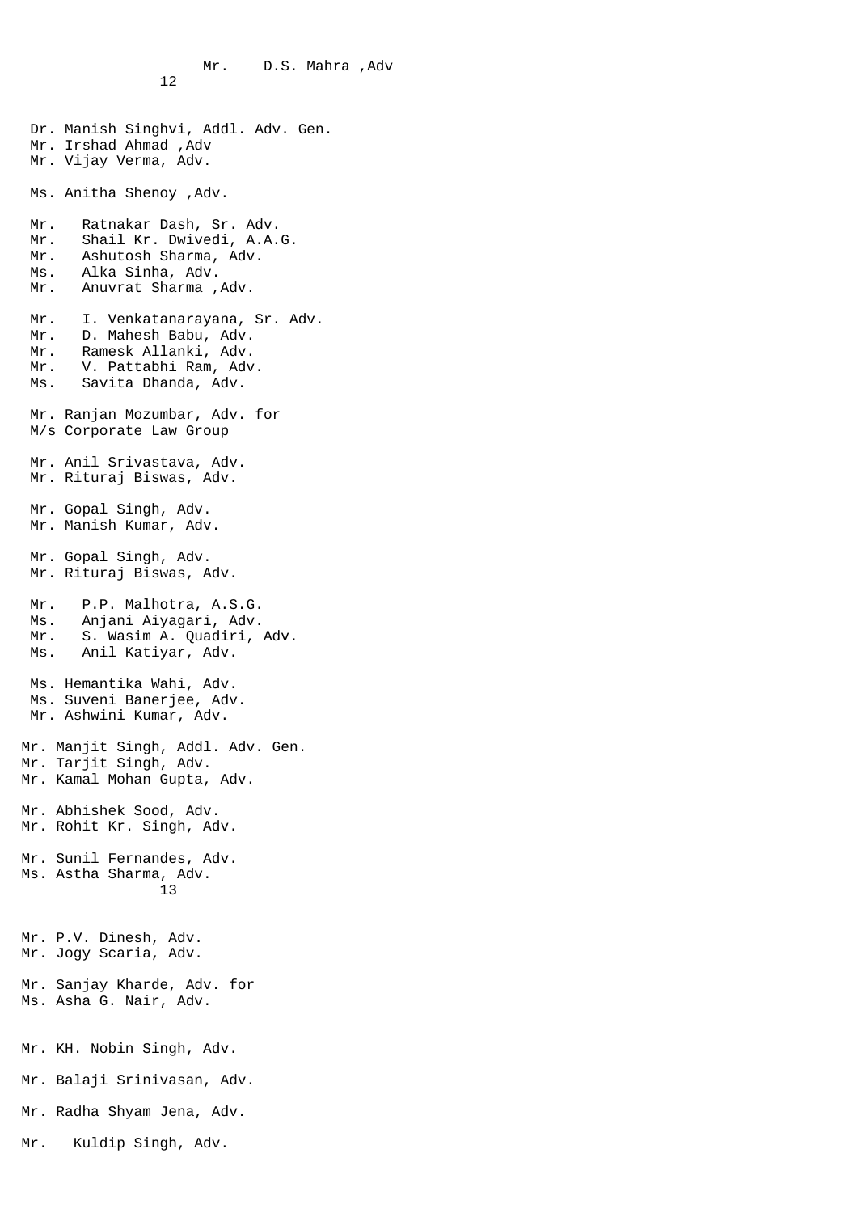Mr. D.S. Mahra ,Adv

Dr. Manish Singhvi, Addl. Adv. Gen.
Mr. Irshad Ahmad ,Adv
Mr. Vijay Verma, Adv.

Ms. Anitha Shenoy ,Adv.

Mr. Ratnakar Dash, Sr. Adv.
Mr. Shail Kr. Dwivedi, A.A.G.
Mr. Ashutosh Sharma, Adv.
Ms. Alka Sinha, Adv.
Mr. Anuvrat Sharma ,Adv.

Mr. I. Venkatanarayana, Sr. Adv.
Mr. D. Mahesh Babu, Adv.
Mr. Ramesk Allanki, Adv.
Mr. V. Pattabhi Ram, Adv.
Ms. Savita Dhanda, Adv.

Mr. Ranjan Mozumbar, Adv. for
M/s Corporate Law Group

Mr. Anil Srivastava, Adv.
Mr. Rituraj Biswas, Adv.

Mr. Gopal Singh, Adv.
Mr. Manish Kumar, Adv.

Mr. Gopal Singh, Adv.
Mr. Rituraj Biswas, Adv.

Mr. P.P. Malhotra, A.S.G.
Ms. Anjani Aiyagari, Adv.
Mr. S. Wasim A. Quadiri, Adv.
Ms. Anil Katiyar, Adv.

Ms. Hemantika Wahi, Adv.
Ms. Suveni Banerjee, Adv.
Mr. Ashwini Kumar, Adv.

Mr. Manjit Singh, Addl. Adv. Gen.
Mr. Tarjit Singh, Adv.
Mr. Kamal Mohan Gupta, Adv.

Mr. Abhishek Sood, Adv.
Mr. Rohit Kr. Singh, Adv.

Mr. Sunil Fernandes, Adv.
Ms. Astha Sharma, Adv.

Mr. P.V. Dinesh, Adv.
Mr. Jogy Scaria, Adv.

Mr. Sanjay Kharde, Adv. for
Ms. Asha G. Nair, Adv.

Mr. KH. Nobin Singh, Adv.

Mr. Balaji Srinivasan, Adv.

Mr. Radha Shyam Jena, Adv.

Mr. Kuldip Singh, Adv.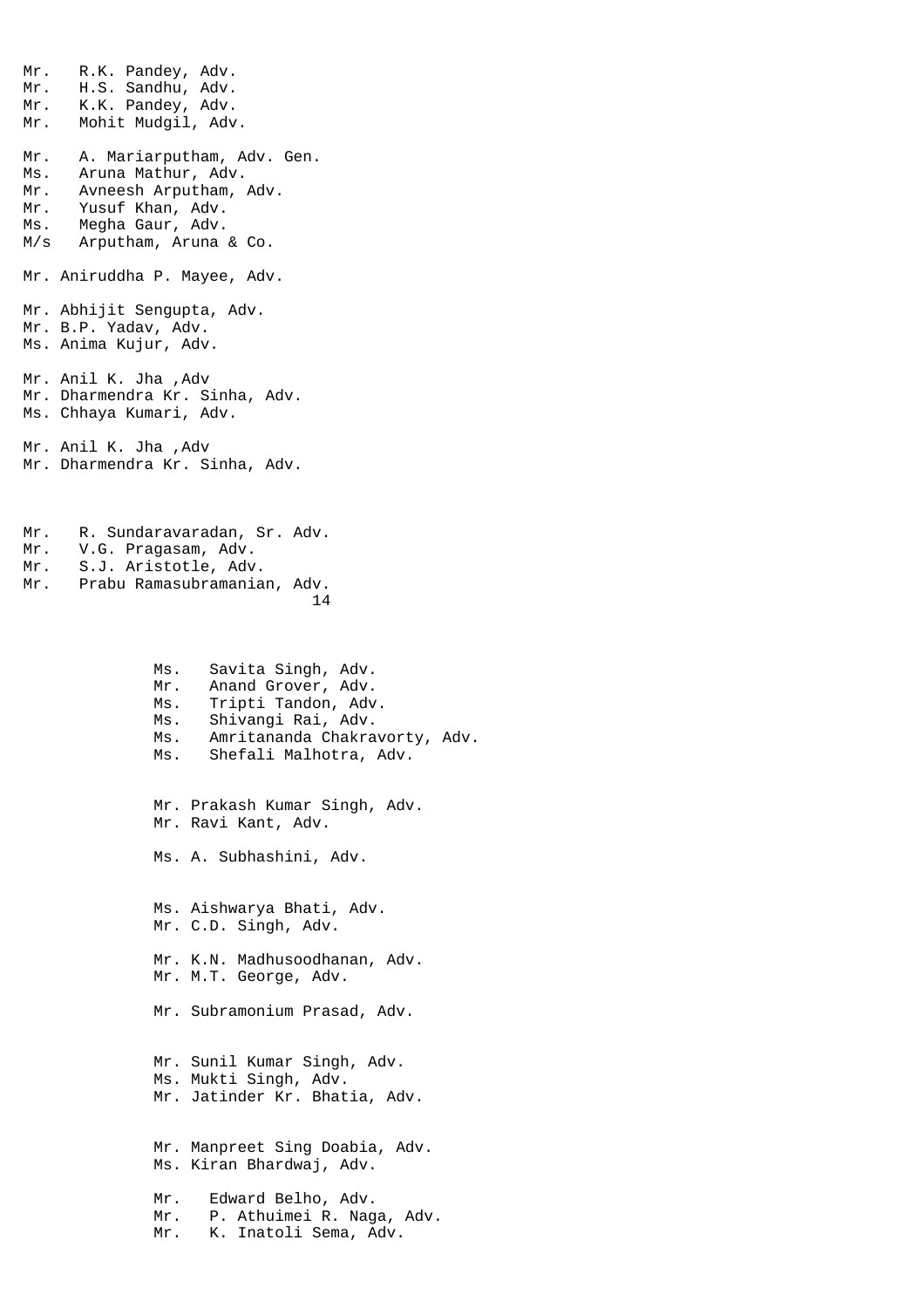Mr. R.K. Pandey, Adv.
Mr. H.S. Sandhu, Adv.
Mr. K.K. Pandey, Adv.
Mr. Mohit Mudgil, Adv.

Mr. A. Mariarputham, Adv. Gen.
Ms. Aruna Mathur, Adv.
Mr. Avneesh Arputham, Adv.
Mr. Yusuf Khan, Adv.
Ms. Megha Gaur, Adv.
M/s Arputham, Aruna & Co.

Mr. Aniruddha P. Mayee, Adv.

Mr. Abhijit Sengupta, Adv.
Mr. B.P. Yadav, Adv.
Ms. Anima Kujur, Adv.

Mr. Anil K. Jha ,Adv
Mr. Dharmendra Kr. Sinha, Adv.
Ms. Chhaya Kumari, Adv.

Mr. Anil K. Jha ,Adv
Mr. Dharmendra Kr. Sinha, Adv.

Mr. R. Sundaravaradan, Sr. Adv.
Mr. V.G. Pragasam, Adv.
Mr. S.J. Aristotle, Adv.
Mr. Prabu Ramasubramanian, Adv.

Ms. Savita Singh, Adv.
Mr. Anand Grover, Adv.
Ms. Tripti Tandon, Adv.
Ms. Shivangi Rai, Adv.
Ms. Amritananda Chakravorty, Adv.
Ms. Shefali Malhotra, Adv.

Mr. Prakash Kumar Singh, Adv.
Mr. Ravi Kant, Adv.

Ms. A. Subhashini, Adv.

Ms. Aishwarya Bhati, Adv.
Mr. C.D. Singh, Adv.

Mr. K.N. Madhusoodhanan, Adv.
Mr. M.T. George, Adv.

Mr. Subramonium Prasad, Adv.

Mr. Sunil Kumar Singh, Adv.
Ms. Mukti Singh, Adv.
Mr. Jatinder Kr. Bhatia, Adv.

Mr. Manpreet Sing Doabia, Adv.
Ms. Kiran Bhardwaj, Adv.

Mr. Edward Belho, Adv.
Mr. P. Athuimei R. Naga, Adv.
Mr. K. Inatoli Sema, Adv.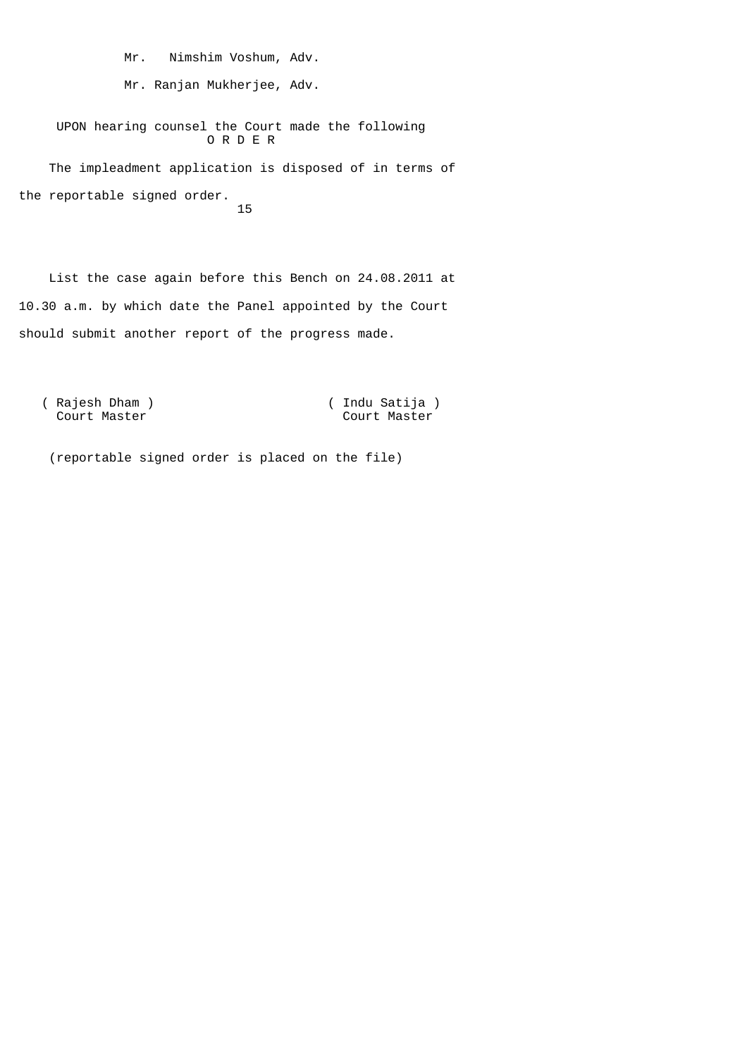Mr. Nimshim Voshum, Adv.

Mr. Ranjan Mukherjee, Adv.

UPON hearing counsel the Court made the following

O R D E R

The impleadment application is disposed of in terms of the reportable signed order.

List the case again before this Bench on 24.08.2011 at 10.30 a.m. by which date the Panel appointed by the Court should submit another report of the progress made.

| | |
|---|---|
| ( Rajesh Dham ) | ( Indu Satija ) |
| Court Master | Court Master |

(reportable signed order is placed on the file)